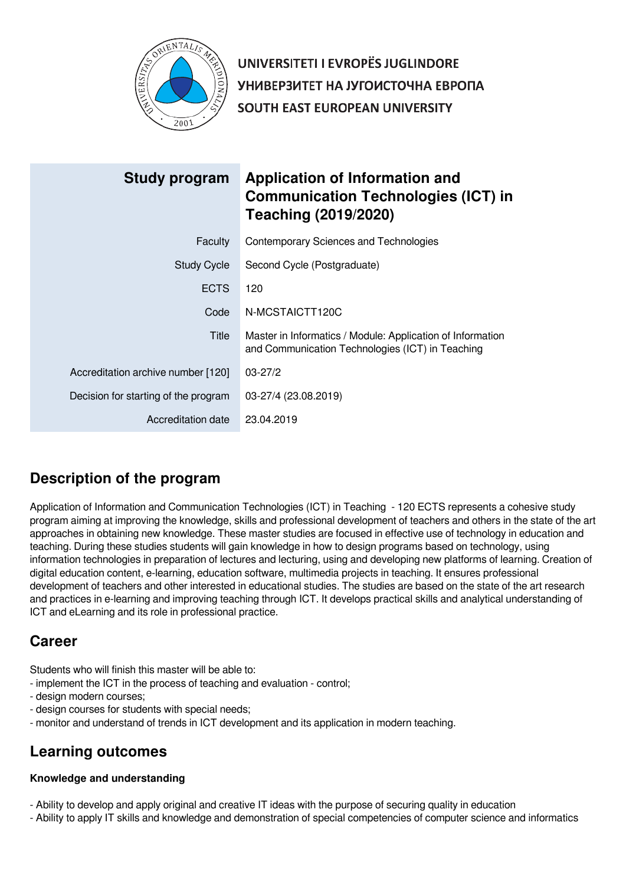UNIVERSITETI I EVROPËS JUGLINDORE
УНИВЕРЗИТЕТ НА ЈУГОИСТОЧНА ЕВРОПА
SOUTH EAST EUROPEAN UNIVERSITY

| Study program | Application of Information and Communication Technologies (ICT) in Teaching (2019/2020) |
|---|---|
| Faculty | Contemporary Sciences and Technologies |
| Study Cycle | Second Cycle (Postgraduate) |
| ECTS | 120 |
| Code | N-MCSTAICTT120C |
| Title | Master in Informatics / Module: Application of Information and Communication Technologies (ICT) in Teaching |
| Accreditation archive number [120] | 03-27/2 |
| Decision for starting of the program | 03-27/4 (23.08.2019) |
| Accreditation date | 23.04.2019 |

## Description of the program

Application of Information and Communication Technologies (ICT) in Teaching - 120 ECTS represents a cohesive study program aiming at improving the knowledge, skills and professional development of teachers and others in the state of the art approaches in obtaining new knowledge. These master studies are focused in effective use of technology in education and teaching. During these studies students will gain knowledge in how to design programs based on technology, using information technologies in preparation of lectures and lecturing, using and developing new platforms of learning. Creation of digital education content, e-learning, education software, multimedia projects in teaching. It ensures professional development of teachers and other interested in educational studies. The studies are based on the state of the art research and practices in e-learning and improving teaching through ICT. It develops practical skills and analytical understanding of ICT and eLearning and its role in professional practice.

## Career

Students who will finish this master will be able to:
- implement the ICT in the process of teaching and evaluation - control;
- design modern courses;
- design courses for students with special needs;
- monitor and understand of trends in ICT development and its application in modern teaching.

## Learning outcomes

**Knowledge and understanding**

- Ability to develop and apply original and creative IT ideas with the purpose of securing quality in education
- Ability to apply IT skills and knowledge and demonstration of special competencies of computer science and informatics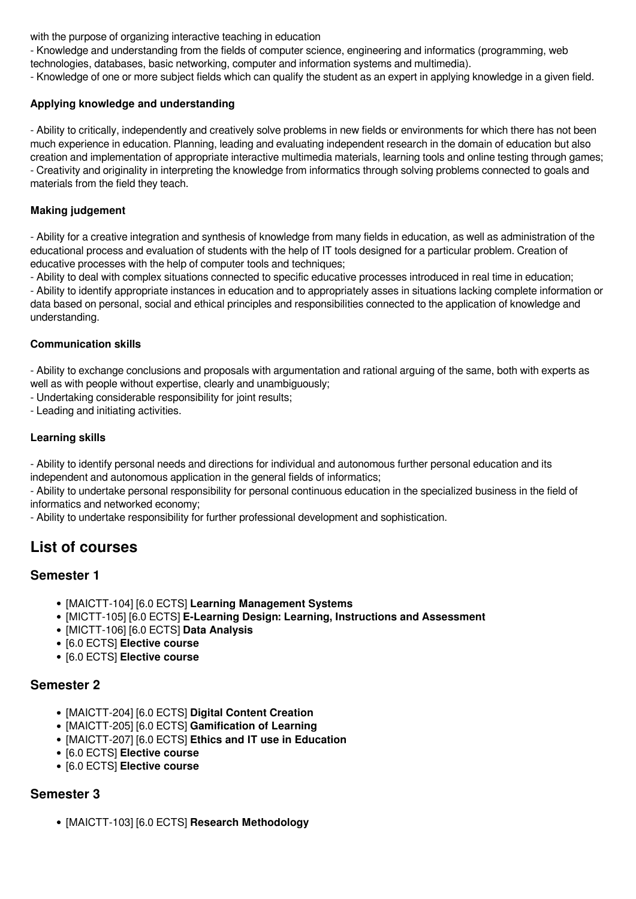with the purpose of organizing interactive teaching in education
- Knowledge and understanding from the fields of computer science, engineering and informatics (programming, web technologies, databases, basic networking, computer and information systems and multimedia).
- Knowledge of one or more subject fields which can qualify the student as an expert in applying knowledge in a given field.

**Applying knowledge and understanding**

- Ability to critically, independently and creatively solve problems in new fields or environments for which there has not been much experience in education. Planning, leading and evaluating independent research in the domain of education but also creation and implementation of appropriate interactive multimedia materials, learning tools and online testing through games;
- Creativity and originality in interpreting the knowledge from informatics through solving problems connected to goals and materials from the field they teach.

**Making judgement**

- Ability for a creative integration and synthesis of knowledge from many fields in education, as well as administration of the educational process and evaluation of students with the help of IT tools designed for a particular problem. Creation of educative processes with the help of computer tools and techniques;
- Ability to deal with complex situations connected to specific educative processes introduced in real time in education;
- Ability to identify appropriate instances in education and to appropriately asses in situations lacking complete information or data based on personal, social and ethical principles and responsibilities connected to the application of knowledge and understanding.

**Communication skills**

- Ability to exchange conclusions and proposals with argumentation and rational arguing of the same, both with experts as well as with people without expertise, clearly and unambiguously;
- Undertaking considerable responsibility for joint results;
- Leading and initiating activities.

**Learning skills**

- Ability to identify personal needs and directions for individual and autonomous further personal education and its independent and autonomous application in the general fields of informatics;
- Ability to undertake personal responsibility for personal continuous education in the specialized business in the field of informatics and networked economy;
- Ability to undertake responsibility for further professional development and sophistication.

## List of courses

### Semester 1

- [MAICTT-104] [6.0 ECTS] **Learning Management Systems**
- [MICTT-105] [6.0 ECTS] **E-Learning Design: Learning, Instructions and Assessment**
- [MICTT-106] [6.0 ECTS] **Data Analysis**
- [6.0 ECTS] **Elective course**
- [6.0 ECTS] **Elective course**

### Semester 2

- [MAICTT-204] [6.0 ECTS] **Digital Content Creation**
- [MAICTT-205] [6.0 ECTS] **Gamification of Learning**
- [MAICTT-207] [6.0 ECTS] **Ethics and IT use in Education**
- [6.0 ECTS] **Elective course**
- [6.0 ECTS] **Elective course**

### Semester 3

- [MAICTT-103] [6.0 ECTS] **Research Methodology**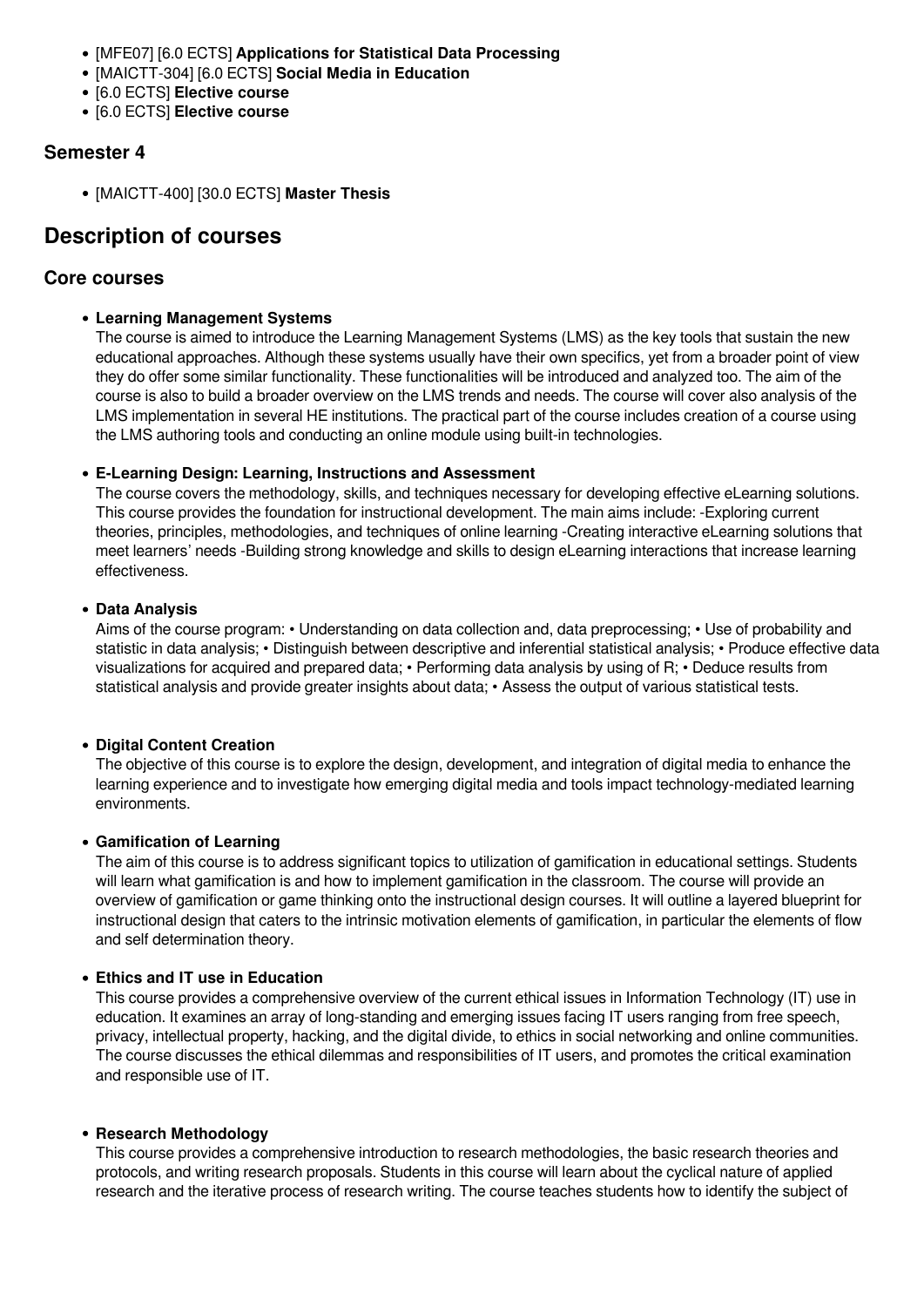- [MFE07] [6.0 ECTS] **Applications for Statistical Data Processing**
- [MAICTT-304] [6.0 ECTS] **Social Media in Education**
- [6.0 ECTS] **Elective course**
- [6.0 ECTS] **Elective course**

### Semester 4

- [MAICTT-400] [30.0 ECTS] **Master Thesis**

## Description of courses

### Core courses

- **Learning Management Systems**
  The course is aimed to introduce the Learning Management Systems (LMS) as the key tools that sustain the new educational approaches. Although these systems usually have their own specifics, yet from a broader point of view they do offer some similar functionality. These functionalities will be introduced and analyzed too. The aim of the course is also to build a broader overview on the LMS trends and needs. The course will cover also analysis of the LMS implementation in several HE institutions. The practical part of the course includes creation of a course using the LMS authoring tools and conducting an online module using built-in technologies.

- **E-Learning Design: Learning, Instructions and Assessment**
  The course covers the methodology, skills, and techniques necessary for developing effective eLearning solutions. This course provides the foundation for instructional development. The main aims include: -Exploring current theories, principles, methodologies, and techniques of online learning -Creating interactive eLearning solutions that meet learners' needs -Building strong knowledge and skills to design eLearning interactions that increase learning effectiveness.

- **Data Analysis**
  Aims of the course program: • Understanding on data collection and, data preprocessing; • Use of probability and statistic in data analysis; • Distinguish between descriptive and inferential statistical analysis; • Produce effective data visualizations for acquired and prepared data; • Performing data analysis by using of R; • Deduce results from statistical analysis and provide greater insights about data; • Assess the output of various statistical tests.

- **Digital Content Creation**
  The objective of this course is to explore the design, development, and integration of digital media to enhance the learning experience and to investigate how emerging digital media and tools impact technology-mediated learning environments.

- **Gamification of Learning**
  The aim of this course is to address significant topics to utilization of gamification in educational settings. Students will learn what gamification is and how to implement gamification in the classroom. The course will provide an overview of gamification or game thinking onto the instructional design courses. It will outline a layered blueprint for instructional design that caters to the intrinsic motivation elements of gamification, in particular the elements of flow and self determination theory.

- **Ethics and IT use in Education**
  This course provides a comprehensive overview of the current ethical issues in Information Technology (IT) use in education. It examines an array of long-standing and emerging issues facing IT users ranging from free speech, privacy, intellectual property, hacking, and the digital divide, to ethics in social networking and online communities. The course discusses the ethical dilemmas and responsibilities of IT users, and promotes the critical examination and responsible use of IT.

- **Research Methodology**
  This course provides a comprehensive introduction to research methodologies, the basic research theories and protocols, and writing research proposals. Students in this course will learn about the cyclical nature of applied research and the iterative process of research writing. The course teaches students how to identify the subject of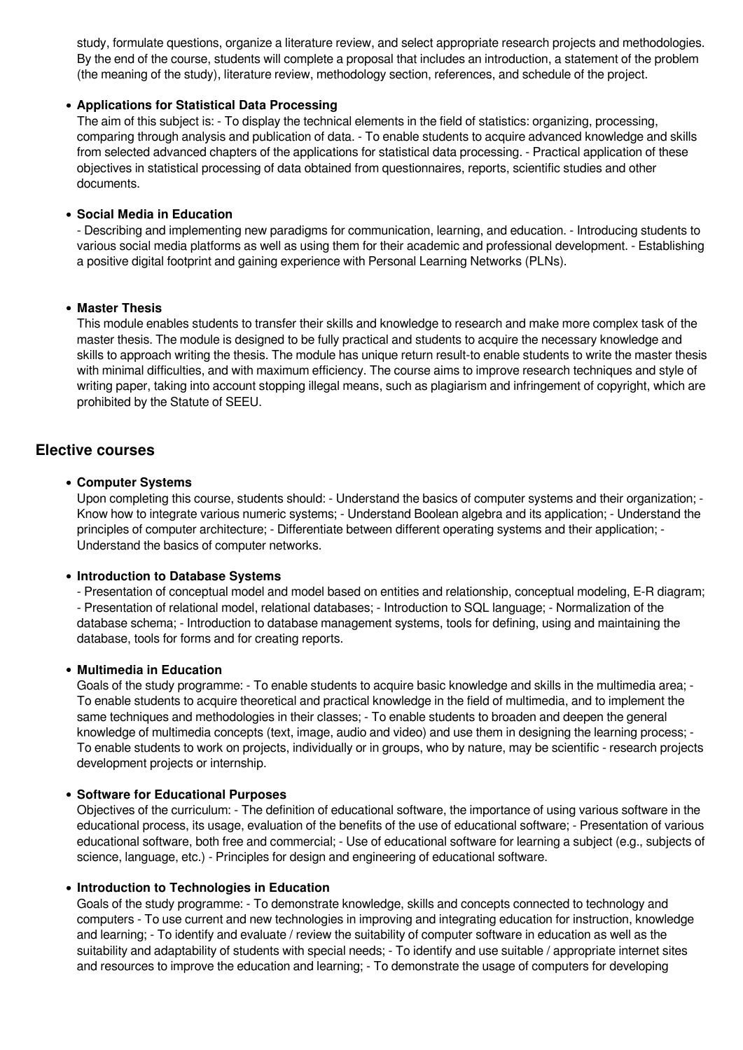study, formulate questions, organize a literature review, and select appropriate research projects and methodologies. By the end of the course, students will complete a proposal that includes an introduction, a statement of the problem (the meaning of the study), literature review, methodology section, references, and schedule of the project.

- **Applications for Statistical Data Processing**
  The aim of this subject is: - To display the technical elements in the field of statistics: organizing, processing, comparing through analysis and publication of data. - To enable students to acquire advanced knowledge and skills from selected advanced chapters of the applications for statistical data processing. - Practical application of these objectives in statistical processing of data obtained from questionnaires, reports, scientific studies and other documents.

- **Social Media in Education**
  - Describing and implementing new paradigms for communication, learning, and education. - Introducing students to various social media platforms as well as using them for their academic and professional development. - Establishing a positive digital footprint and gaining experience with Personal Learning Networks (PLNs).

- **Master Thesis**
  This module enables students to transfer their skills and knowledge to research and make more complex task of the master thesis. The module is designed to be fully practical and students to acquire the necessary knowledge and skills to approach writing the thesis. The module has unique return result-to enable students to write the master thesis with minimal difficulties, and with maximum efficiency. The course aims to improve research techniques and style of writing paper, taking into account stopping illegal means, such as plagiarism and infringement of copyright, which are prohibited by the Statute of SEEU.

## Elective courses

- **Computer Systems**
  Upon completing this course, students should: - Understand the basics of computer systems and their organization; - Know how to integrate various numeric systems; - Understand Boolean algebra and its application; - Understand the principles of computer architecture; - Differentiate between different operating systems and their application; - Understand the basics of computer networks.

- **Introduction to Database Systems**
  - Presentation of conceptual model and model based on entities and relationship, conceptual modeling, E-R diagram; - Presentation of relational model, relational databases; - Introduction to SQL language; - Normalization of the database schema; - Introduction to database management systems, tools for defining, using and maintaining the database, tools for forms and for creating reports.

- **Multimedia in Education**
  Goals of the study programme: - To enable students to acquire basic knowledge and skills in the multimedia area; - To enable students to acquire theoretical and practical knowledge in the field of multimedia, and to implement the same techniques and methodologies in their classes; - To enable students to broaden and deepen the general knowledge of multimedia concepts (text, image, audio and video) and use them in designing the learning process; - To enable students to work on projects, individually or in groups, who by nature, may be scientific - research projects development projects or internship.

- **Software for Educational Purposes**
  Objectives of the curriculum: - The definition of educational software, the importance of using various software in the educational process, its usage, evaluation of the benefits of the use of educational software; - Presentation of various educational software, both free and commercial; - Use of educational software for learning a subject (e.g., subjects of science, language, etc.) - Principles for design and engineering of educational software.

- **Introduction to Technologies in Education**
  Goals of the study programme: - To demonstrate knowledge, skills and concepts connected to technology and computers - To use current and new technologies in improving and integrating education for instruction, knowledge and learning; - To identify and evaluate / review the suitability of computer software in education as well as the suitability and adaptability of students with special needs; - To identify and use suitable / appropriate internet sites and resources to improve the education and learning; - To demonstrate the usage of computers for developing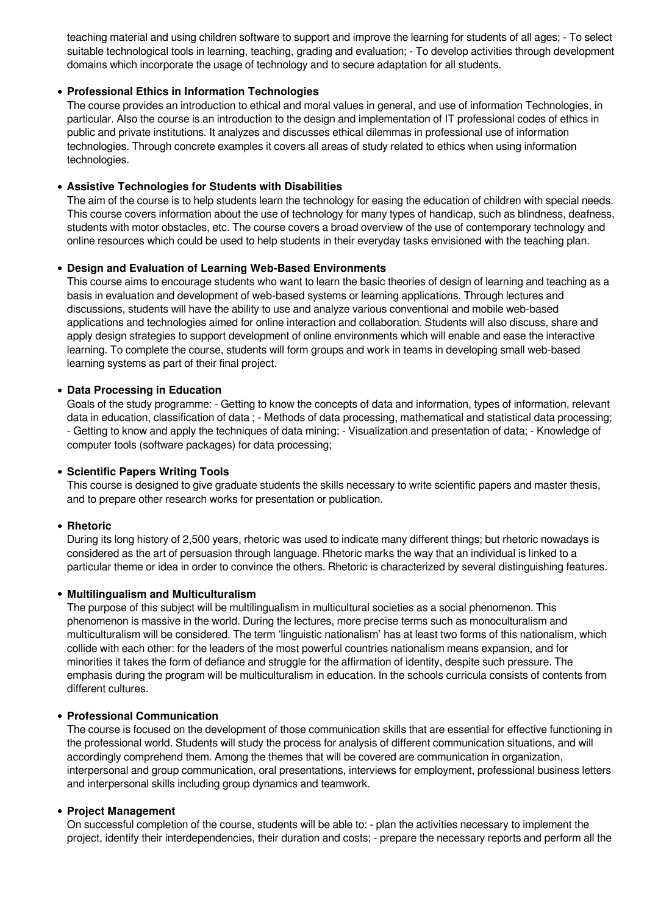teaching material and using children software to support and improve the learning for students of all ages; - To select suitable technological tools in learning, teaching, grading and evaluation; - To develop activities through development domains which incorporate the usage of technology and to secure adaptation for all students.

- **Professional Ethics in Information Technologies**
  The course provides an introduction to ethical and moral values in general, and use of information Technologies, in particular. Also the course is an introduction to the design and implementation of IT professional codes of ethics in public and private institutions. It analyzes and discusses ethical dilemmas in professional use of information technologies. Through concrete examples it covers all areas of study related to ethics when using information technologies.

- **Assistive Technologies for Students with Disabilities**
  The aim of the course is to help students learn the technology for easing the education of children with special needs. This course covers information about the use of technology for many types of handicap, such as blindness, deafness, students with motor obstacles, etc. The course covers a broad overview of the use of contemporary technology and online resources which could be used to help students in their everyday tasks envisioned with the teaching plan.

- **Design and Evaluation of Learning Web-Based Environments**
  This course aims to encourage students who want to learn the basic theories of design of learning and teaching as a basis in evaluation and development of web-based systems or learning applications. Through lectures and discussions, students will have the ability to use and analyze various conventional and mobile web-based applications and technologies aimed for online interaction and collaboration. Students will also discuss, share and apply design strategies to support development of online environments which will enable and ease the interactive learning. To complete the course, students will form groups and work in teams in developing small web-based learning systems as part of their final project.

- **Data Processing in Education**
  Goals of the study programme: - Getting to know the concepts of data and information, types of information, relevant data in education, classification of data ; - Methods of data processing, mathematical and statistical data processing; - Getting to know and apply the techniques of data mining; - Visualization and presentation of data; - Knowledge of computer tools (software packages) for data processing;

- **Scientific Papers Writing Tools**
  This course is designed to give graduate students the skills necessary to write scientific papers and master thesis, and to prepare other research works for presentation or publication.

- **Rhetoric**
  During its long history of 2,500 years, rhetoric was used to indicate many different things; but rhetoric nowadays is considered as the art of persuasion through language. Rhetoric marks the way that an individual is linked to a particular theme or idea in order to convince the others. Rhetoric is characterized by several distinguishing features.

- **Multilingualism and Multiculturalism**
  The purpose of this subject will be multilingualism in multicultural societies as a social phenomenon. This phenomenon is massive in the world. During the lectures, more precise terms such as monoculturalism and multiculturalism will be considered. The term 'linguistic nationalism' has at least two forms of this nationalism, which collide with each other: for the leaders of the most powerful countries nationalism means expansion, and for minorities it takes the form of defiance and struggle for the affirmation of identity, despite such pressure. The emphasis during the program will be multiculturalism in education. In the schools curricula consists of contents from different cultures.

- **Professional Communication**
  The course is focused on the development of those communication skills that are essential for effective functioning in the professional world. Students will study the process for analysis of different communication situations, and will accordingly comprehend them. Among the themes that will be covered are communication in organization, interpersonal and group communication, oral presentations, interviews for employment, professional business letters and interpersonal skills including group dynamics and teamwork.

- **Project Management**
  On successful completion of the course, students will be able to: - plan the activities necessary to implement the project, identify their interdependencies, their duration and costs; - prepare the necessary reports and perform all the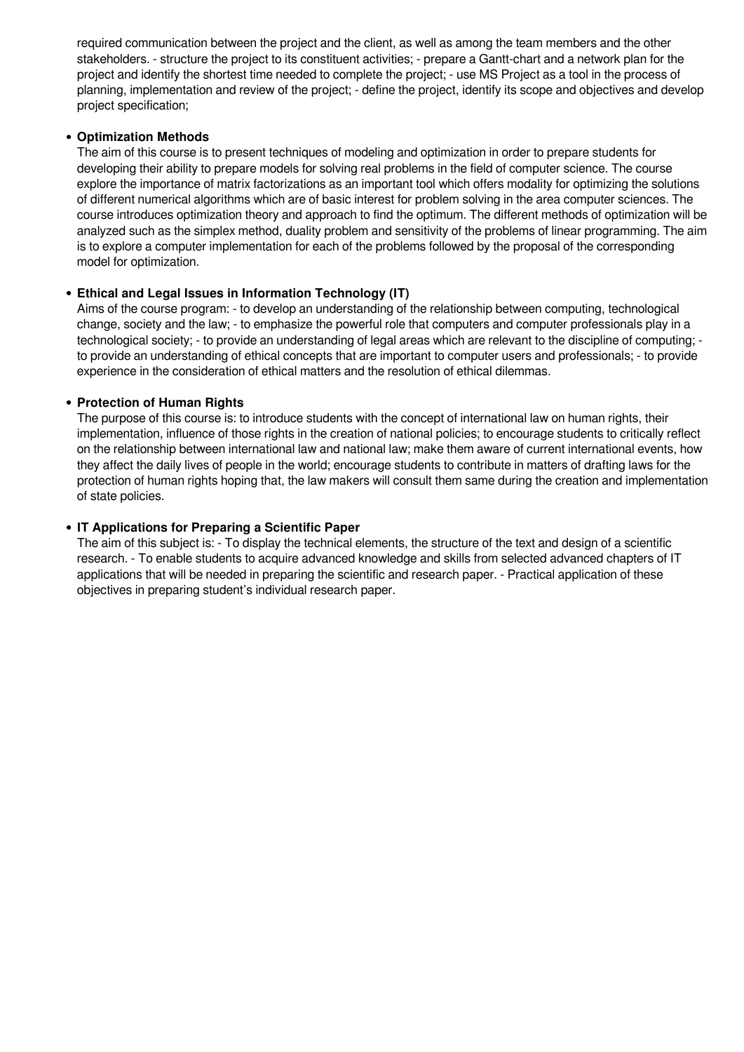required communication between the project and the client, as well as among the team members and the other stakeholders. - structure the project to its constituent activities; - prepare a Gantt-chart and a network plan for the project and identify the shortest time needed to complete the project; - use MS Project as a tool in the process of planning, implementation and review of the project; - define the project, identify its scope and objectives and develop project specification;

- **Optimization Methods**
  The aim of this course is to present techniques of modeling and optimization in order to prepare students for developing their ability to prepare models for solving real problems in the field of computer science. The course explore the importance of matrix factorizations as an important tool which offers modality for optimizing the solutions of different numerical algorithms which are of basic interest for problem solving in the area computer sciences. The course introduces optimization theory and approach to find the optimum. The different methods of optimization will be analyzed such as the simplex method, duality problem and sensitivity of the problems of linear programming. The aim is to explore a computer implementation for each of the problems followed by the proposal of the corresponding model for optimization.

- **Ethical and Legal Issues in Information Technology (IT)**
  Aims of the course program: - to develop an understanding of the relationship between computing, technological change, society and the law; - to emphasize the powerful role that computers and computer professionals play in a technological society; - to provide an understanding of legal areas which are relevant to the discipline of computing; - to provide an understanding of ethical concepts that are important to computer users and professionals; - to provide experience in the consideration of ethical matters and the resolution of ethical dilemmas.

- **Protection of Human Rights**
  The purpose of this course is: to introduce students with the concept of international law on human rights, their implementation, influence of those rights in the creation of national policies; to encourage students to critically reflect on the relationship between international law and national law; make them aware of current international events, how they affect the daily lives of people in the world; encourage students to contribute in matters of drafting laws for the protection of human rights hoping that, the law makers will consult them same during the creation and implementation of state policies.

- **IT Applications for Preparing a Scientific Paper**
  The aim of this subject is: - To display the technical elements, the structure of the text and design of a scientific research. - To enable students to acquire advanced knowledge and skills from selected advanced chapters of IT applications that will be needed in preparing the scientific and research paper. - Practical application of these objectives in preparing student's individual research paper.